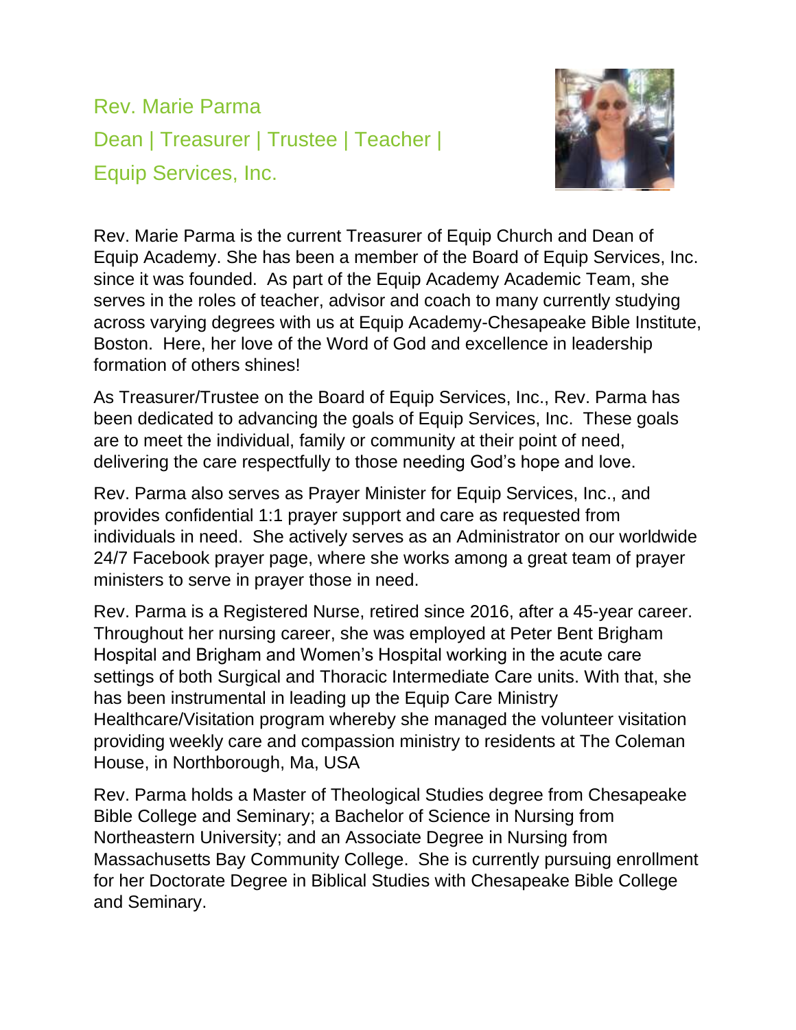# Rev. Marie Parma

## Dean | Treasurer | Trustee | Teacher | Equip Services, Inc.

Rev. Marie Parma is the current Treasurer of Equip Church and Dean of Equip Academy. She has been a member of the Board of Equip Services, Inc. since it was founded. As part of the Equip Academy Academic Team, she serves in the roles of teacher, advisor and coach to many currently studying across varying degrees with us at Equip Academy-Chesapeake Bible Institute, Boston. Here, her love of the Word of God and excellence in leadership formation of others shines!

As Treasurer/Trustee on the Board of Equip Services, Inc., Rev. Parma has been dedicated to advancing the goals of Equip Services, Inc. These goals are to meet the individual, family or community at their point of need, delivering the care respectfully to those needing God's hope and love.

Rev. Parma also serves as Prayer Minister for Equip Services, Inc., and provides confidential 1:1 prayer support and care as requested from individuals in need. She actively serves as an Administrator on our worldwide 24/7 Facebook prayer page, where she works among a great team of prayer ministers to serve in prayer those in need.

Rev. Parma is a Registered Nurse, retired since 2016, after a 45-year career. Throughout her nursing career, she was employed at Peter Bent Brigham Hospital and Brigham and Women's Hospital working in the acute care settings of both Surgical and Thoracic Intermediate Care units. With that, she has been instrumental in leading up the Equip Care Ministry Healthcare/Visitation program whereby she managed the volunteer visitation providing weekly care and compassion ministry to residents at The Coleman House, in Northborough, Ma, USA

Rev. Parma holds a Master of Theological Studies degree from Chesapeake Bible College and Seminary; a Bachelor of Science in Nursing from Northeastern University; and an Associate Degree in Nursing from Massachusetts Bay Community College. She is currently pursuing enrollment for her Doctorate Degree in Biblical Studies with Chesapeake Bible College and Seminary.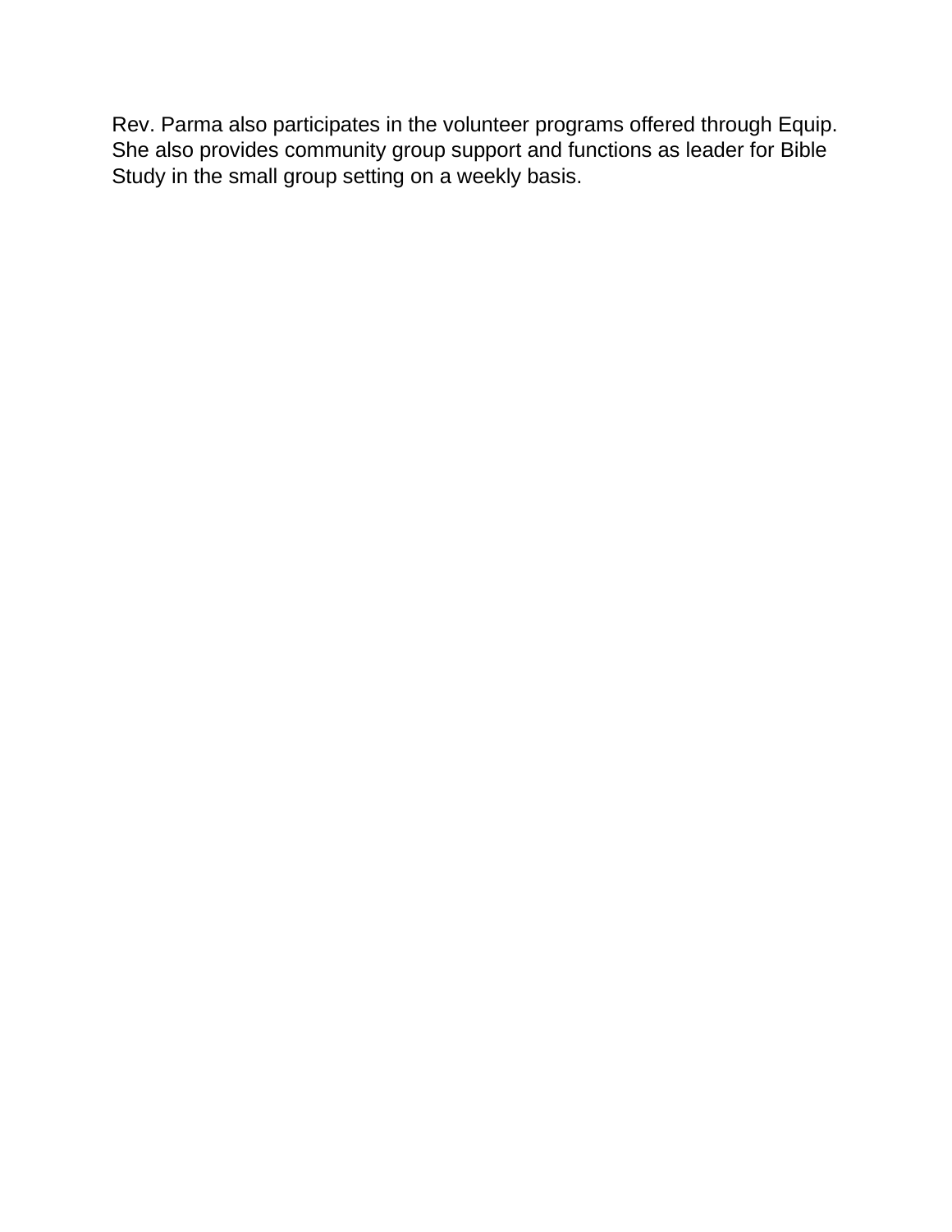Rev. Parma also participates in the volunteer programs offered through Equip. She also provides community group support and functions as leader for Bible Study in the small group setting on a weekly basis.